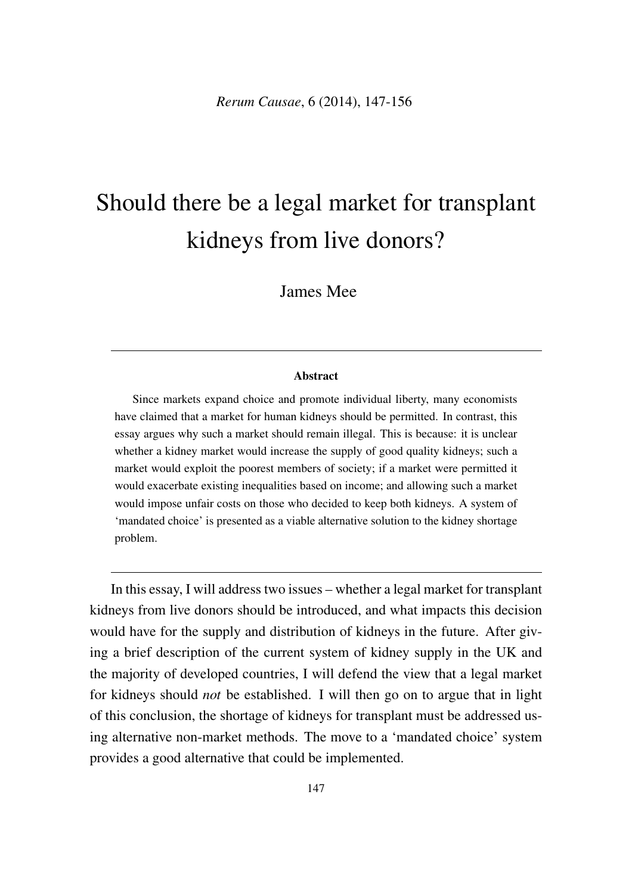# Should there be a legal market for transplant kidneys from live donors?

James Mee

---

**Abstract**

Since markets expand choice and promote individual liberty, many economists have claimed that a market for human kidneys should be permitted. In contrast, this essay argues why such a market should remain illegal. This is because: it is unclear whether a kidney market would increase the supply of good quality kidneys; such a market would exploit the poorest members of society; if a market were permitted it would exacerbate existing inequalities based on income; and allowing such a market would impose unfair costs on those who decided to keep both kidneys. A system of 'mandated choice' is presented as a viable alternative solution to the kidney shortage problem.

---

In this essay, I will address two issues – whether a legal market for transplant kidneys from live donors should be introduced, and what impacts this decision would have for the supply and distribution of kidneys in the future. After giving a brief description of the current system of kidney supply in the UK and the majority of developed countries, I will defend the view that a legal market for kidneys should *not* be established. I will then go on to argue that in light of this conclusion, the shortage of kidneys for transplant must be addressed using alternative non-market methods. The move to a 'mandated choice' system provides a good alternative that could be implemented.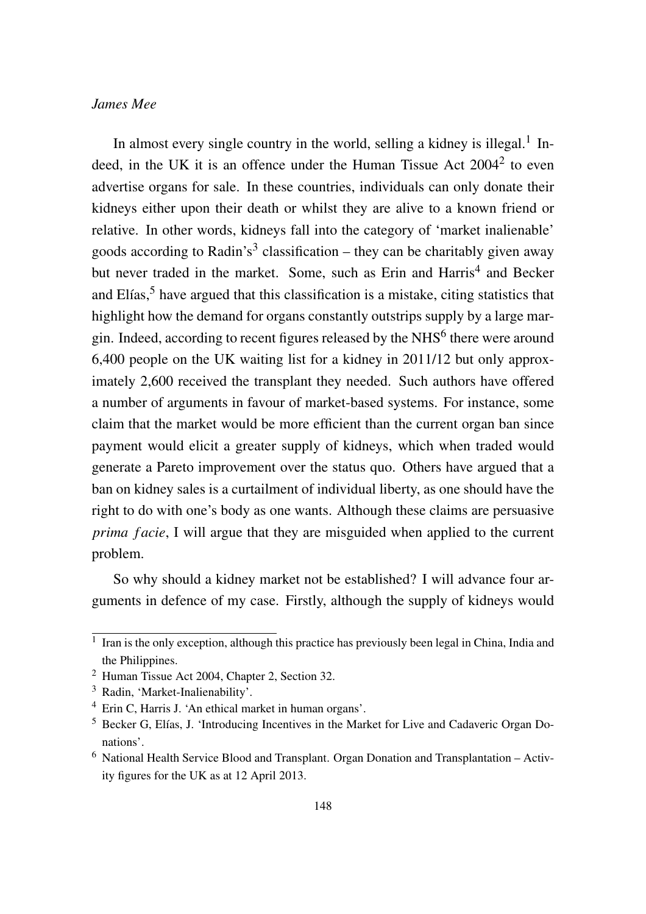In almost every single country in the world, selling a kidney is illegal.[1] Indeed, in the UK it is an offence under the Human Tissue Act 2004[2] to even advertise organs for sale. In these countries, individuals can only donate their kidneys either upon their death or whilst they are alive to a known friend or relative. In other words, kidneys fall into the category of 'market inalienable' goods according to Radin's[3] classification – they can be charitably given away but never traded in the market. Some, such as Erin and Harris[4] and Becker and Elías,[5] have argued that this classification is a mistake, citing statistics that highlight how the demand for organs constantly outstrips supply by a large margin. Indeed, according to recent figures released by the NHS[6] there were around 6,400 people on the UK waiting list for a kidney in 2011/12 but only approximately 2,600 received the transplant they needed. Such authors have offered a number of arguments in favour of market-based systems. For instance, some claim that the market would be more efficient than the current organ ban since payment would elicit a greater supply of kidneys, which when traded would generate a Pareto improvement over the status quo. Others have argued that a ban on kidney sales is a curtailment of individual liberty, as one should have the right to do with one's body as one wants. Although these claims are persuasive *prima facie*, I will argue that they are misguided when applied to the current problem.

So why should a kidney market not be established? I will advance four arguments in defence of my case. Firstly, although the supply of kidneys would

---

[1] Iran is the only exception, although this practice has previously been legal in China, India and the Philippines.

[2] Human Tissue Act 2004, Chapter 2, Section 32.

[3] Radin, 'Market-Inalienability'.

[4] Erin C, Harris J. 'An ethical market in human organs'.

[5] Becker G, Elías, J. 'Introducing Incentives in the Market for Live and Cadaveric Organ Donations'.

[6] National Health Service Blood and Transplant. Organ Donation and Transplantation – Activity figures for the UK as at 12 April 2013.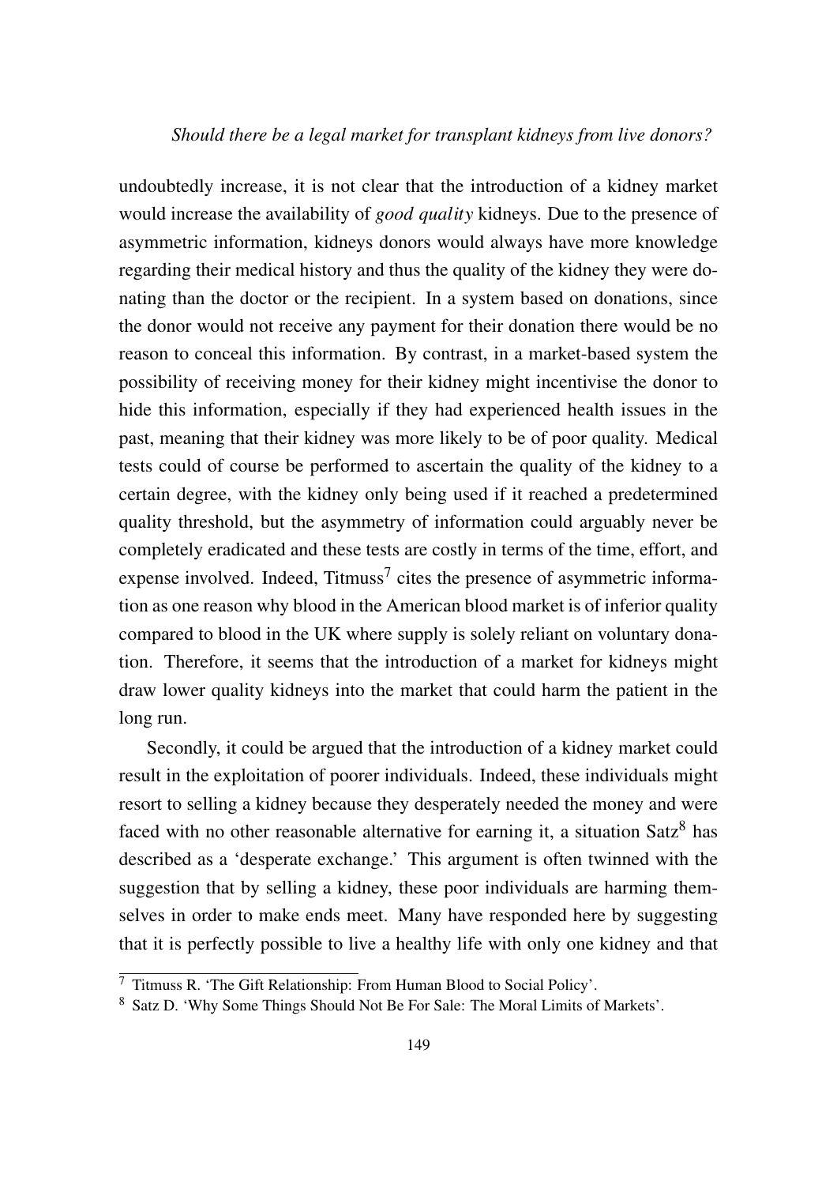undoubtedly increase, it is not clear that the introduction of a kidney market would increase the availability of *good quality* kidneys. Due to the presence of asymmetric information, kidneys donors would always have more knowledge regarding their medical history and thus the quality of the kidney they were donating than the doctor or the recipient. In a system based on donations, since the donor would not receive any payment for their donation there would be no reason to conceal this information. By contrast, in a market-based system the possibility of receiving money for their kidney might incentivise the donor to hide this information, especially if they had experienced health issues in the past, meaning that their kidney was more likely to be of poor quality. Medical tests could of course be performed to ascertain the quality of the kidney to a certain degree, with the kidney only being used if it reached a predetermined quality threshold, but the asymmetry of information could arguably never be completely eradicated and these tests are costly in terms of the time, effort, and expense involved. Indeed, Titmuss[7] cites the presence of asymmetric information as one reason why blood in the American blood market is of inferior quality compared to blood in the UK where supply is solely reliant on voluntary donation. Therefore, it seems that the introduction of a market for kidneys might draw lower quality kidneys into the market that could harm the patient in the long run.

Secondly, it could be argued that the introduction of a kidney market could result in the exploitation of poorer individuals. Indeed, these individuals might resort to selling a kidney because they desperately needed the money and were faced with no other reasonable alternative for earning it, a situation Satz[8] has described as a 'desperate exchange.' This argument is often twinned with the suggestion that by selling a kidney, these poor individuals are harming themselves in order to make ends meet. Many have responded here by suggesting that it is perfectly possible to live a healthy life with only one kidney and that

[7] Titmuss R. 'The Gift Relationship: From Human Blood to Social Policy'.

[8] Satz D. 'Why Some Things Should Not Be For Sale: The Moral Limits of Markets'.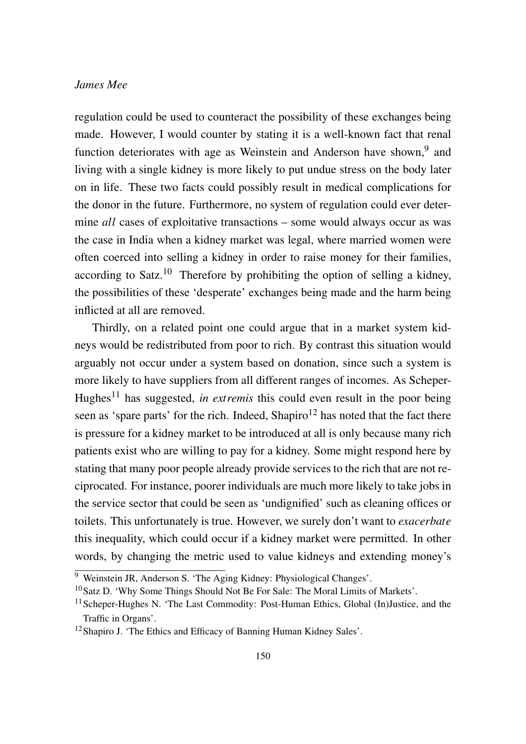regulation could be used to counteract the possibility of these exchanges being made. However, I would counter by stating it is a well-known fact that renal function deteriorates with age as Weinstein and Anderson have shown,[9] and living with a single kidney is more likely to put undue stress on the body later on in life. These two facts could possibly result in medical complications for the donor in the future. Furthermore, no system of regulation could ever determine *all* cases of exploitative transactions – some would always occur as was the case in India when a kidney market was legal, where married women were often coerced into selling a kidney in order to raise money for their families, according to Satz.[10] Therefore by prohibiting the option of selling a kidney, the possibilities of these 'desperate' exchanges being made and the harm being inflicted at all are removed.

Thirdly, on a related point one could argue that in a market system kidneys would be redistributed from poor to rich. By contrast this situation would arguably not occur under a system based on donation, since such a system is more likely to have suppliers from all different ranges of incomes. As Scheper-Hughes[11] has suggested, *in extremis* this could even result in the poor being seen as 'spare parts' for the rich. Indeed, Shapiro[12] has noted that the fact there is pressure for a kidney market to be introduced at all is only because many rich patients exist who are willing to pay for a kidney. Some might respond here by stating that many poor people already provide services to the rich that are not reciprocated. For instance, poorer individuals are much more likely to take jobs in the service sector that could be seen as 'undignified' such as cleaning offices or toilets. This unfortunately is true. However, we surely don't want to *exacerbate* this inequality, which could occur if a kidney market were permitted. In other words, by changing the metric used to value kidneys and extending money's

---

[9] Weinstein JR, Anderson S. 'The Aging Kidney: Physiological Changes'.

[10] Satz D. 'Why Some Things Should Not Be For Sale: The Moral Limits of Markets'.

[11] Scheper-Hughes N. 'The Last Commodity: Post-Human Ethics, Global (In)Justice, and the Traffic in Organs'.

[12] Shapiro J. 'The Ethics and Efficacy of Banning Human Kidney Sales'.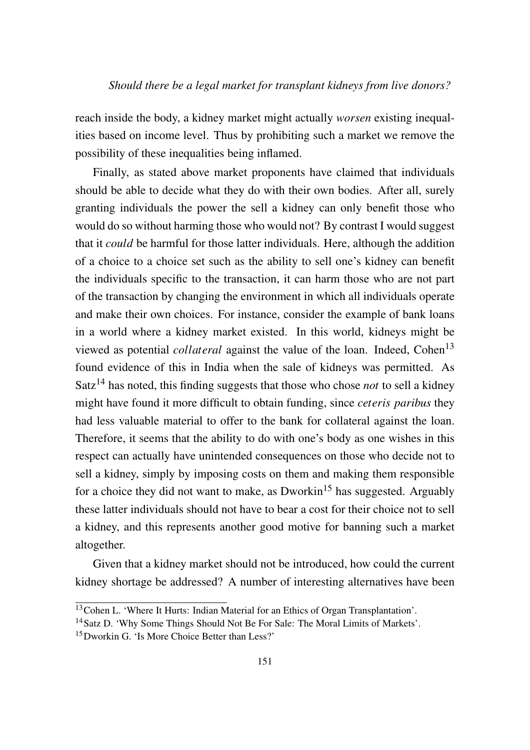reach inside the body, a kidney market might actually *worsen* existing inequalities based on income level. Thus by prohibiting such a market we remove the possibility of these inequalities being inflamed.

Finally, as stated above market proponents have claimed that individuals should be able to decide what they do with their own bodies. After all, surely granting individuals the power the sell a kidney can only benefit those who would do so without harming those who would not? By contrast I would suggest that it *could* be harmful for those latter individuals. Here, although the addition of a choice to a choice set such as the ability to sell one's kidney can benefit the individuals specific to the transaction, it can harm those who are not part of the transaction by changing the environment in which all individuals operate and make their own choices. For instance, consider the example of bank loans in a world where a kidney market existed. In this world, kidneys might be viewed as potential *collateral* against the value of the loan. Indeed, Cohen[13] found evidence of this in India when the sale of kidneys was permitted. As Satz[14] has noted, this finding suggests that those who chose *not* to sell a kidney might have found it more difficult to obtain funding, since *ceteris paribus* they had less valuable material to offer to the bank for collateral against the loan. Therefore, it seems that the ability to do with one's body as one wishes in this respect can actually have unintended consequences on those who decide not to sell a kidney, simply by imposing costs on them and making them responsible for a choice they did not want to make, as Dworkin[15] has suggested. Arguably these latter individuals should not have to bear a cost for their choice not to sell a kidney, and this represents another good motive for banning such a market altogether.

Given that a kidney market should not be introduced, how could the current kidney shortage be addressed? A number of interesting alternatives have been

[13] Cohen L. 'Where It Hurts: Indian Material for an Ethics of Organ Transplantation'.

[14] Satz D. 'Why Some Things Should Not Be For Sale: The Moral Limits of Markets'.

[15] Dworkin G. 'Is More Choice Better than Less?'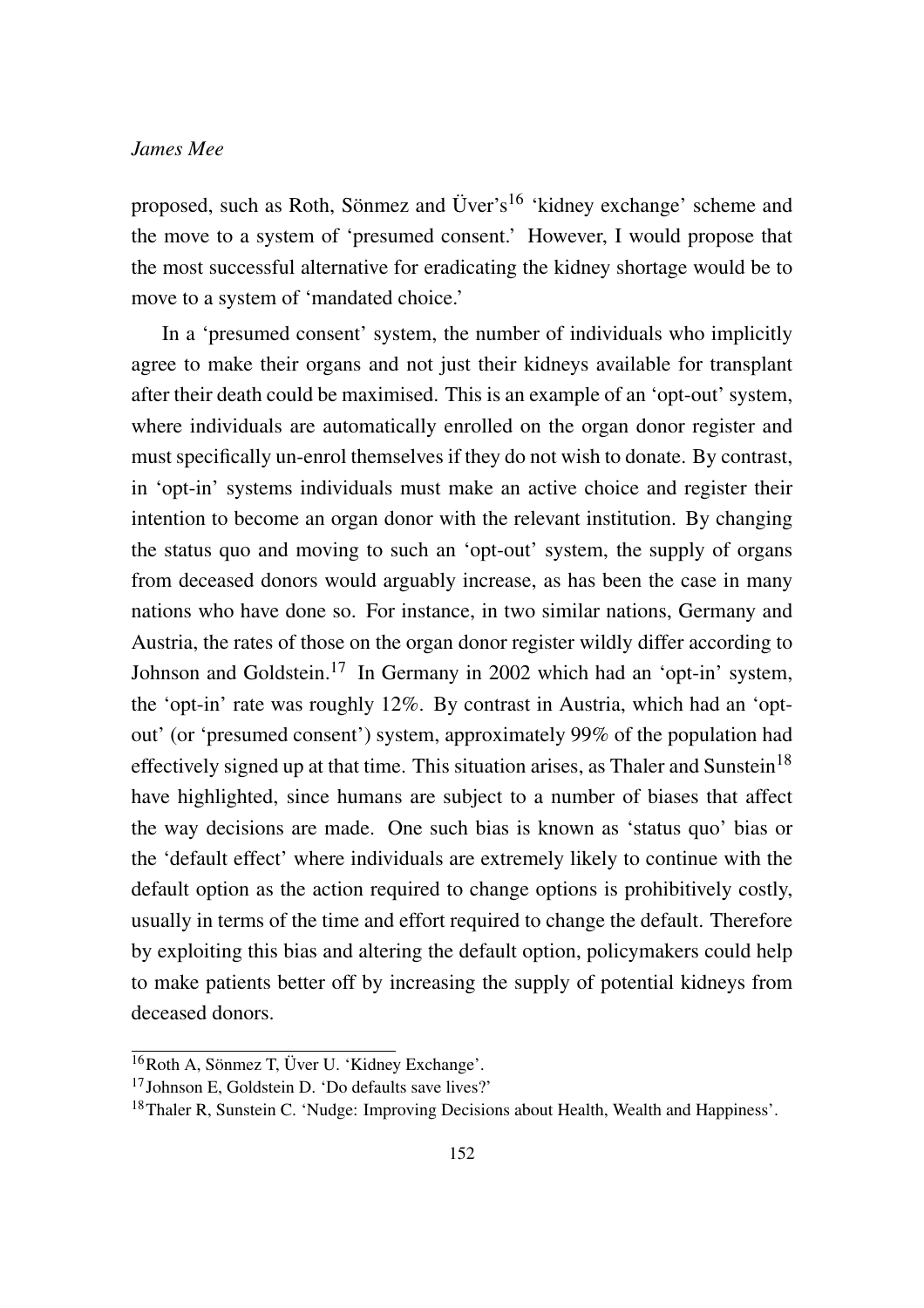proposed, such as Roth, Sönmez and Üver's[16] 'kidney exchange' scheme and the move to a system of 'presumed consent.' However, I would propose that the most successful alternative for eradicating the kidney shortage would be to move to a system of 'mandated choice.'

In a 'presumed consent' system, the number of individuals who implicitly agree to make their organs and not just their kidneys available for transplant after their death could be maximised. This is an example of an 'opt-out' system, where individuals are automatically enrolled on the organ donor register and must specifically un-enrol themselves if they do not wish to donate. By contrast, in 'opt-in' systems individuals must make an active choice and register their intention to become an organ donor with the relevant institution. By changing the status quo and moving to such an 'opt-out' system, the supply of organs from deceased donors would arguably increase, as has been the case in many nations who have done so. For instance, in two similar nations, Germany and Austria, the rates of those on the organ donor register wildly differ according to Johnson and Goldstein.[17] In Germany in 2002 which had an 'opt-in' system, the 'opt-in' rate was roughly 12%. By contrast in Austria, which had an 'opt-out' (or 'presumed consent') system, approximately 99% of the population had effectively signed up at that time. This situation arises, as Thaler and Sunstein[18] have highlighted, since humans are subject to a number of biases that affect the way decisions are made. One such bias is known as 'status quo' bias or the 'default effect' where individuals are extremely likely to continue with the default option as the action required to change options is prohibitively costly, usually in terms of the time and effort required to change the default. Therefore by exploiting this bias and altering the default option, policymakers could help to make patients better off by increasing the supply of potential kidneys from deceased donors.

[16] Roth A, Sönmez T, Üver U. 'Kidney Exchange'.

[17] Johnson E, Goldstein D. 'Do defaults save lives?'

[18] Thaler R, Sunstein C. 'Nudge: Improving Decisions about Health, Wealth and Happiness'.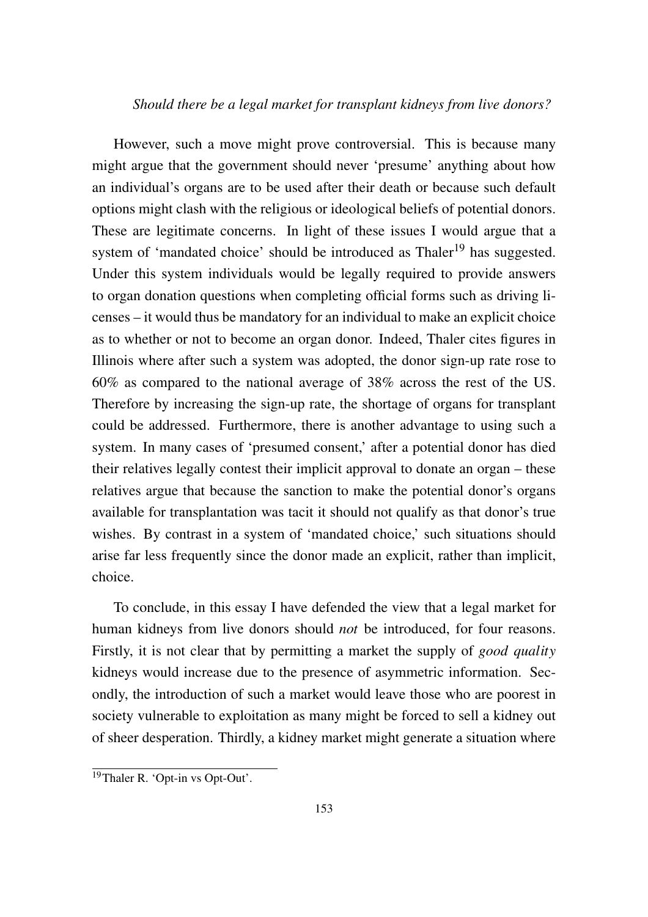However, such a move might prove controversial. This is because many might argue that the government should never 'presume' anything about how an individual's organs are to be used after their death or because such default options might clash with the religious or ideological beliefs of potential donors. These are legitimate concerns. In light of these issues I would argue that a system of 'mandated choice' should be introduced as Thaler[19] has suggested. Under this system individuals would be legally required to provide answers to organ donation questions when completing official forms such as driving licenses – it would thus be mandatory for an individual to make an explicit choice as to whether or not to become an organ donor. Indeed, Thaler cites figures in Illinois where after such a system was adopted, the donor sign-up rate rose to 60% as compared to the national average of 38% across the rest of the US. Therefore by increasing the sign-up rate, the shortage of organs for transplant could be addressed. Furthermore, there is another advantage to using such a system. In many cases of 'presumed consent,' after a potential donor has died their relatives legally contest their implicit approval to donate an organ – these relatives argue that because the sanction to make the potential donor's organs available for transplantation was tacit it should not qualify as that donor's true wishes. By contrast in a system of 'mandated choice,' such situations should arise far less frequently since the donor made an explicit, rather than implicit, choice.

To conclude, in this essay I have defended the view that a legal market for human kidneys from live donors should *not* be introduced, for four reasons. Firstly, it is not clear that by permitting a market the supply of *good quality* kidneys would increase due to the presence of asymmetric information. Secondly, the introduction of such a market would leave those who are poorest in society vulnerable to exploitation as many might be forced to sell a kidney out of sheer desperation. Thirdly, a kidney market might generate a situation where

[19] Thaler R. 'Opt-in vs Opt-Out'.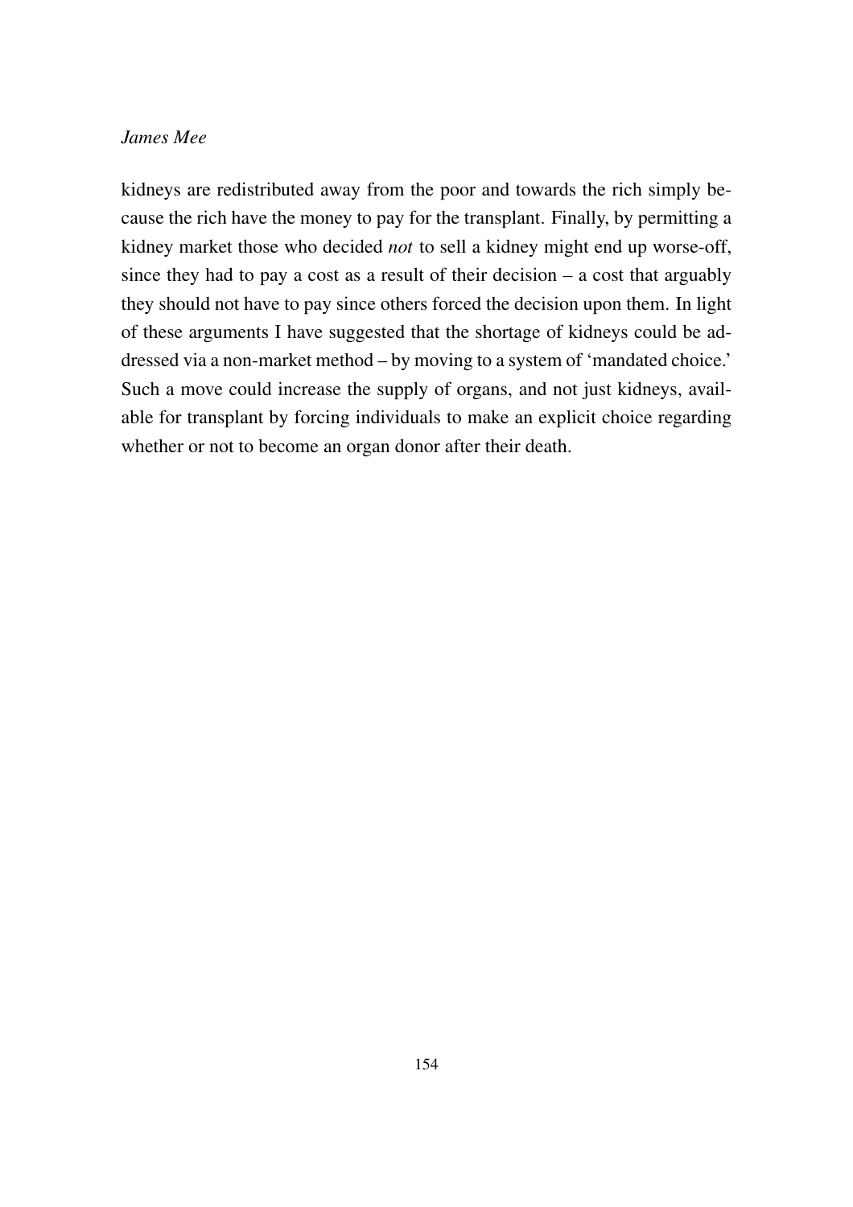kidneys are redistributed away from the poor and towards the rich simply because the rich have the money to pay for the transplant. Finally, by permitting a kidney market those who decided *not* to sell a kidney might end up worse-off, since they had to pay a cost as a result of their decision – a cost that arguably they should not have to pay since others forced the decision upon them. In light of these arguments I have suggested that the shortage of kidneys could be addressed via a non-market method – by moving to a system of 'mandated choice.' Such a move could increase the supply of organs, and not just kidneys, available for transplant by forcing individuals to make an explicit choice regarding whether or not to become an organ donor after their death.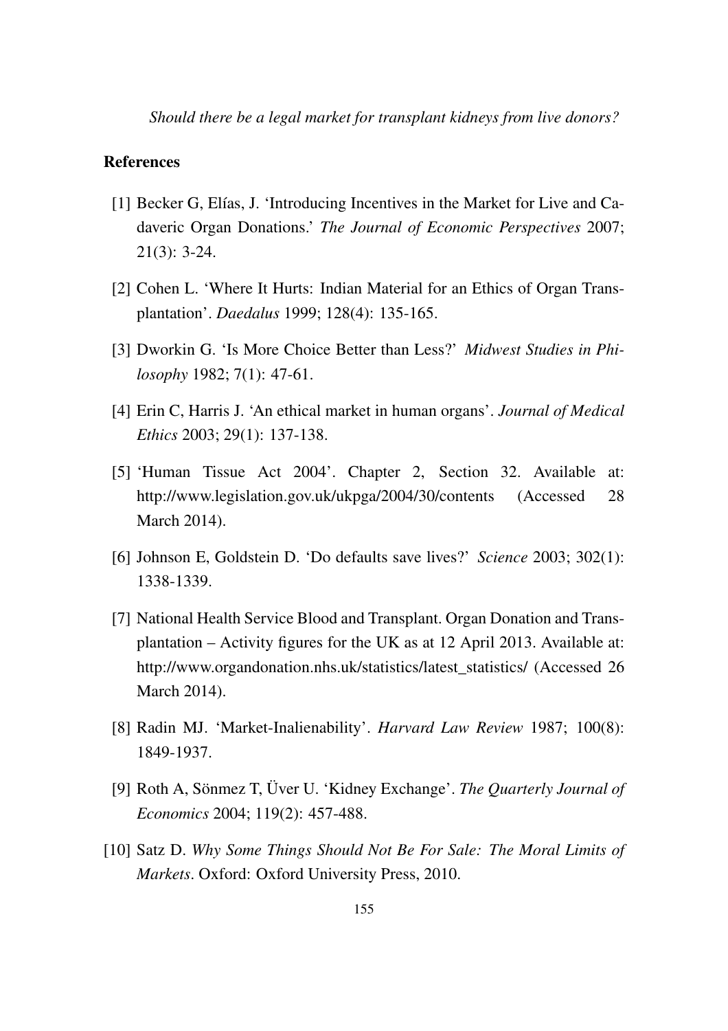## References

[1] Becker G, Elías, J. 'Introducing Incentives in the Market for Live and Cadaveric Organ Donations.' *The Journal of Economic Perspectives* 2007; 21(3): 3-24.

[2] Cohen L. 'Where It Hurts: Indian Material for an Ethics of Organ Transplantation'. *Daedalus* 1999; 128(4): 135-165.

[3] Dworkin G. 'Is More Choice Better than Less?' *Midwest Studies in Philosophy* 1982; 7(1): 47-61.

[4] Erin C, Harris J. 'An ethical market in human organs'. *Journal of Medical Ethics* 2003; 29(1): 137-138.

[5] 'Human Tissue Act 2004'. Chapter 2, Section 32. Available at: http://www.legislation.gov.uk/ukpga/2004/30/contents (Accessed 28 March 2014).

[6] Johnson E, Goldstein D. 'Do defaults save lives?' *Science* 2003; 302(1): 1338-1339.

[7] National Health Service Blood and Transplant. Organ Donation and Transplantation – Activity figures for the UK as at 12 April 2013. Available at: http://www.organdonation.nhs.uk/statistics/latest_statistics/ (Accessed 26 March 2014).

[8] Radin MJ. 'Market-Inalienability'. *Harvard Law Review* 1987; 100(8): 1849-1937.

[9] Roth A, Sönmez T, Üver U. 'Kidney Exchange'. *The Quarterly Journal of Economics* 2004; 119(2): 457-488.

[10] Satz D. *Why Some Things Should Not Be For Sale: The Moral Limits of Markets*. Oxford: Oxford University Press, 2010.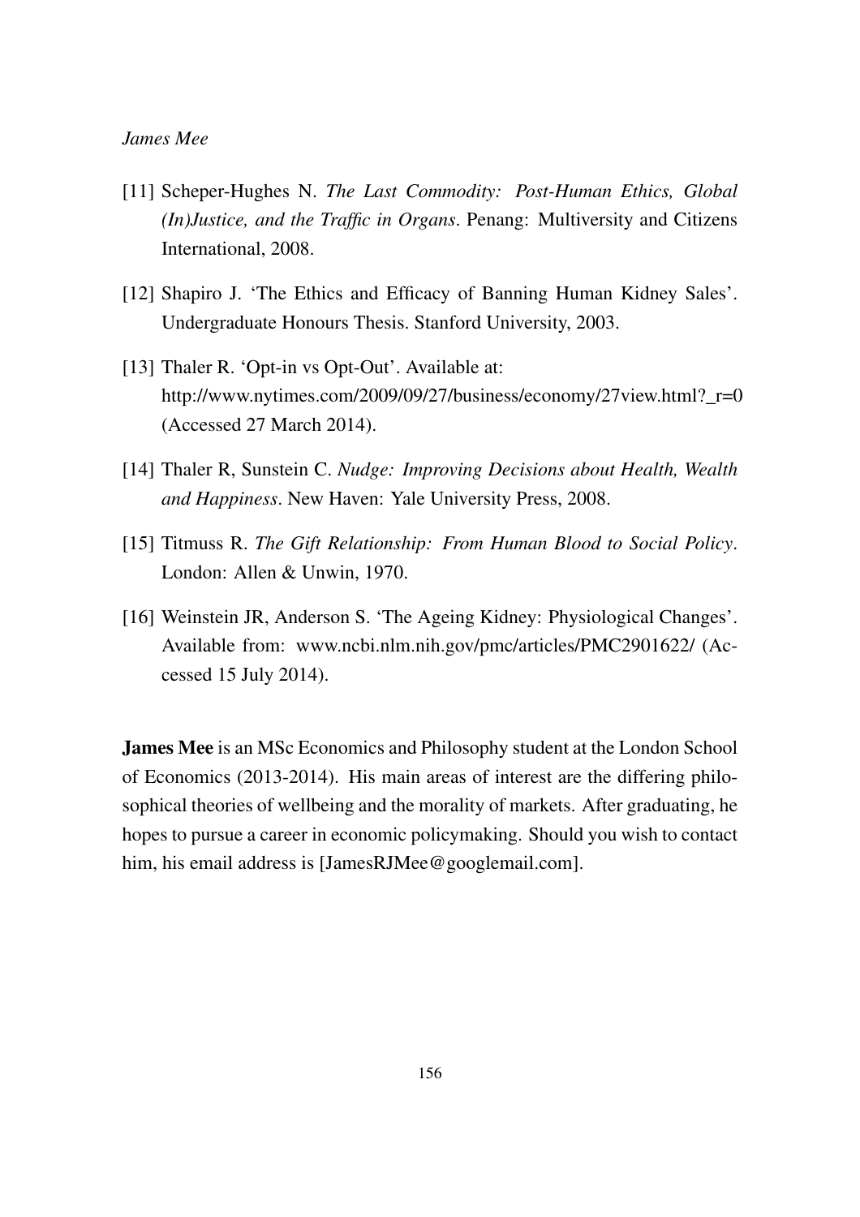[11] Scheper-Hughes N. *The Last Commodity: Post-Human Ethics, Global (In)Justice, and the Traffic in Organs*. Penang: Multiversity and Citizens International, 2008.

[12] Shapiro J. 'The Ethics and Efficacy of Banning Human Kidney Sales'. Undergraduate Honours Thesis. Stanford University, 2003.

[13] Thaler R. 'Opt-in vs Opt-Out'. Available at: http://www.nytimes.com/2009/09/27/business/economy/27view.html?_r=0 (Accessed 27 March 2014).

[14] Thaler R, Sunstein C. *Nudge: Improving Decisions about Health, Wealth and Happiness*. New Haven: Yale University Press, 2008.

[15] Titmuss R. *The Gift Relationship: From Human Blood to Social Policy*. London: Allen & Unwin, 1970.

[16] Weinstein JR, Anderson S. 'The Ageing Kidney: Physiological Changes'. Available from: www.ncbi.nlm.nih.gov/pmc/articles/PMC2901622/ (Accessed 15 July 2014).

**James Mee** is an MSc Economics and Philosophy student at the London School of Economics (2013-2014). His main areas of interest are the differing philosophical theories of wellbeing and the morality of markets. After graduating, he hopes to pursue a career in economic policymaking. Should you wish to contact him, his email address is [JamesRJMee@googlemail.com].